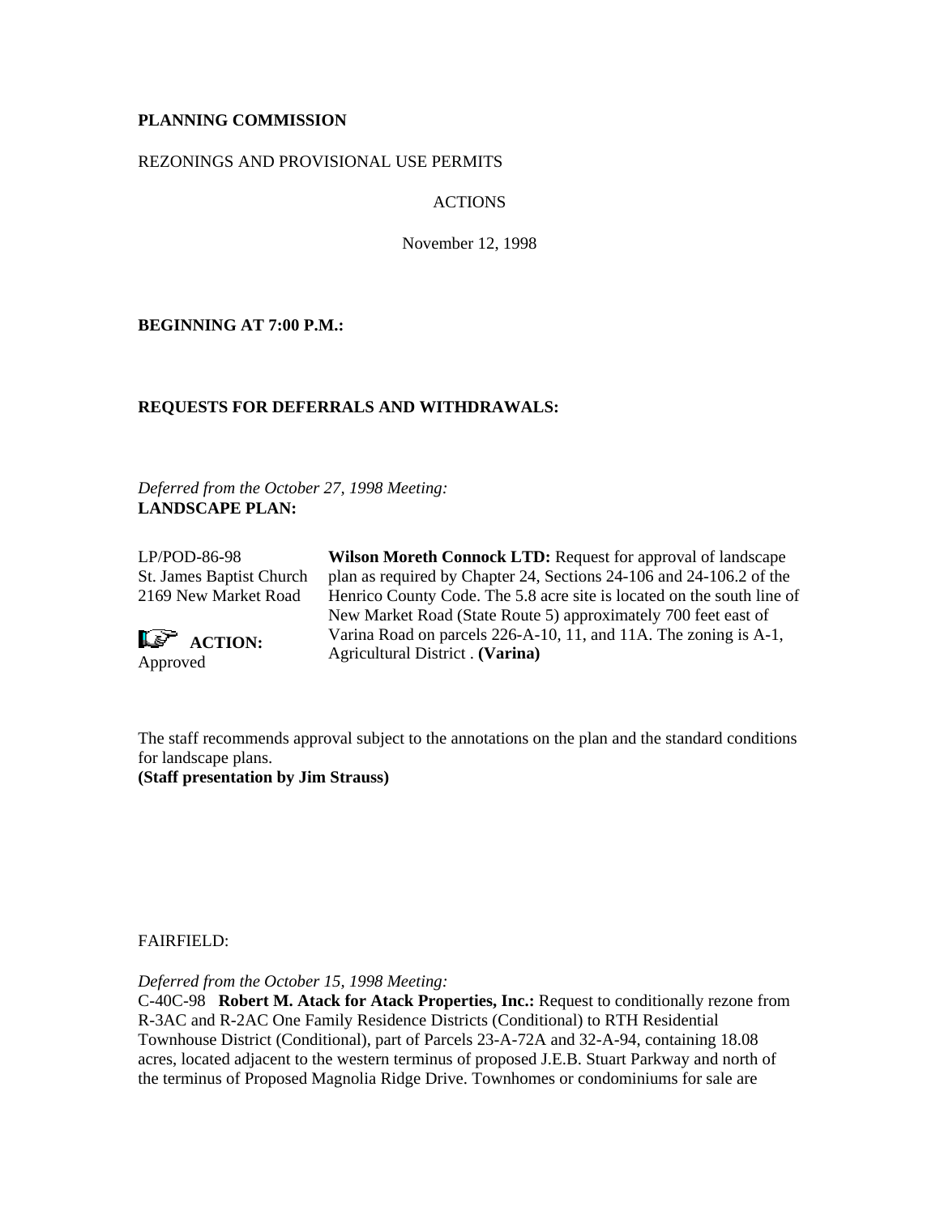**PLANNING COMMISSION**

REZONINGS AND PROVISIONAL USE PERMITS

ACTIONS

November 12, 1998

**BEGINNING AT 7:00 P.M.:**

**REQUESTS FOR DEFERRALS AND WITHDRAWALS:**

*Deferred from the October 27, 1998 Meeting:*
**LANDSCAPE PLAN:**

| | |
|---|---|
| LP/POD-86-98<br>St. James Baptist Church<br>2169 New Market Road<br><br>☞ **ACTION:** Approved | **Wilson Moreth Connock LTD:** Request for approval of landscape plan as required by Chapter 24, Sections 24-106 and 24-106.2 of the Henrico County Code. The 5.8 acre site is located on the south line of New Market Road (State Route 5) approximately 700 feet east of Varina Road on parcels 226-A-10, 11, and 11A. The zoning is A-1, Agricultural District . **(Varina)** |

The staff recommends approval subject to the annotations on the plan and the standard conditions for landscape plans.
**(Staff presentation by Jim Strauss)**

FAIRFIELD:

*Deferred from the October 15, 1998 Meeting:*
C-40C-98 **Robert M. Atack for Atack Properties, Inc.:** Request to conditionally rezone from R-3AC and R-2AC One Family Residence Districts (Conditional) to RTH Residential Townhouse District (Conditional), part of Parcels 23-A-72A and 32-A-94, containing 18.08 acres, located adjacent to the western terminus of proposed J.E.B. Stuart Parkway and north of the terminus of Proposed Magnolia Ridge Drive. Townhomes or condominiums for sale are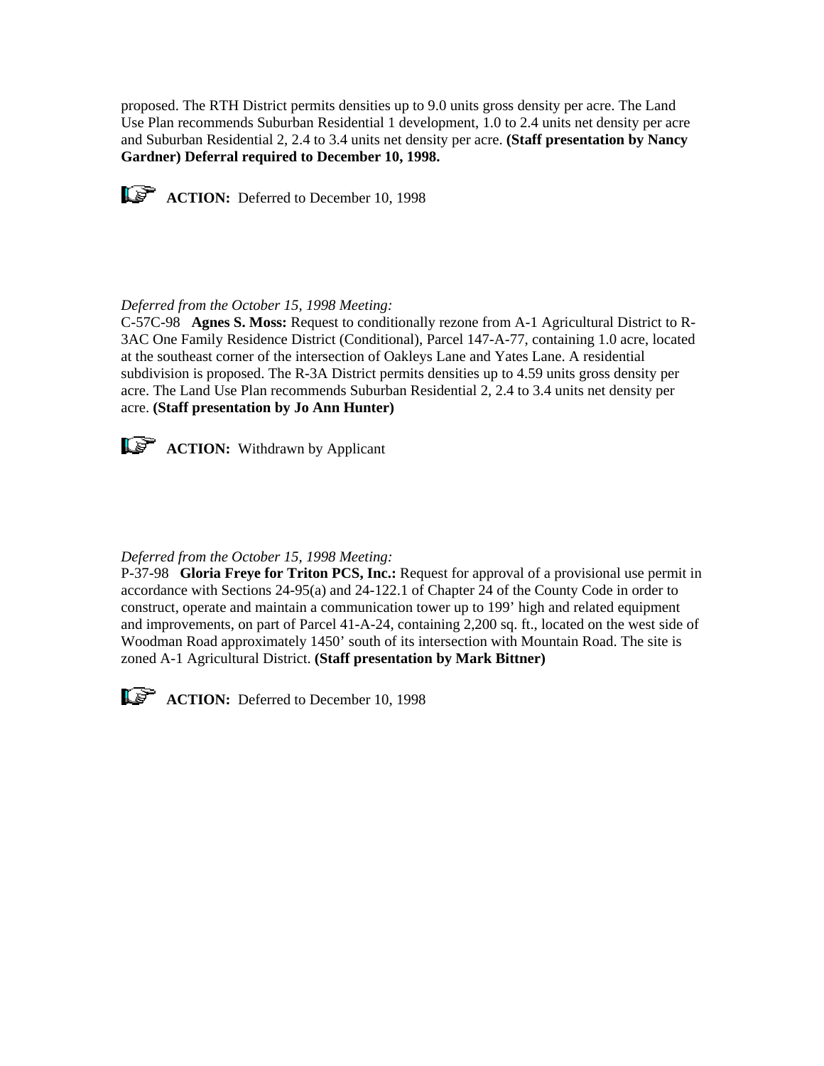proposed. The RTH District permits densities up to 9.0 units gross density per acre. The Land Use Plan recommends Suburban Residential 1 development, 1.0 to 2.4 units net density per acre and Suburban Residential 2, 2.4 to 3.4 units net density per acre. **(Staff presentation by Nancy Gardner) Deferral required to December 10, 1998.**

☞ **ACTION:** Deferred to December 10, 1998

*Deferred from the October 15, 1998 Meeting:*

C-57C-98 **Agnes S. Moss:** Request to conditionally rezone from A-1 Agricultural District to R-3AC One Family Residence District (Conditional), Parcel 147-A-77, containing 1.0 acre, located at the southeast corner of the intersection of Oakleys Lane and Yates Lane. A residential subdivision is proposed. The R-3A District permits densities up to 4.59 units gross density per acre. The Land Use Plan recommends Suburban Residential 2, 2.4 to 3.4 units net density per acre. **(Staff presentation by Jo Ann Hunter)**

☞ **ACTION:** Withdrawn by Applicant

*Deferred from the October 15, 1998 Meeting:*

P-37-98 **Gloria Freye for Triton PCS, Inc.:** Request for approval of a provisional use permit in accordance with Sections 24-95(a) and 24-122.1 of Chapter 24 of the County Code in order to construct, operate and maintain a communication tower up to 199' high and related equipment and improvements, on part of Parcel 41-A-24, containing 2,200 sq. ft., located on the west side of Woodman Road approximately 1450' south of its intersection with Mountain Road. The site is zoned A-1 Agricultural District. **(Staff presentation by Mark Bittner)**

☞ **ACTION:** Deferred to December 10, 1998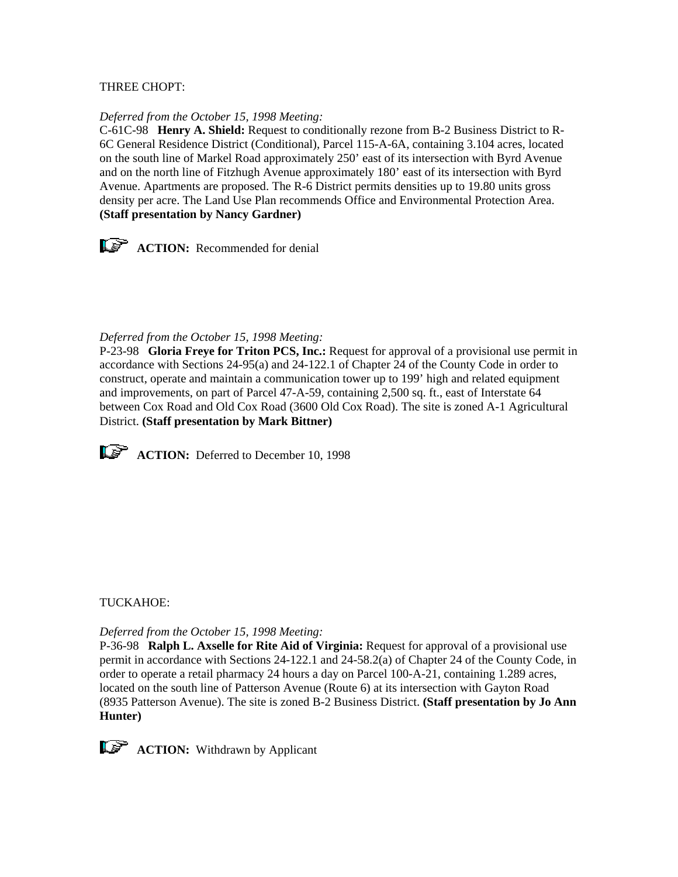THREE CHOPT:

*Deferred from the October 15, 1998 Meeting:*
C-61C-98 **Henry A. Shield:** Request to conditionally rezone from B-2 Business District to R-6C General Residence District (Conditional), Parcel 115-A-6A, containing 3.104 acres, located on the south line of Markel Road approximately 250' east of its intersection with Byrd Avenue and on the north line of Fitzhugh Avenue approximately 180' east of its intersection with Byrd Avenue. Apartments are proposed. The R-6 District permits densities up to 19.80 units gross density per acre. The Land Use Plan recommends Office and Environmental Protection Area. **(Staff presentation by Nancy Gardner)**

**ACTION:** Recommended for denial

*Deferred from the October 15, 1998 Meeting:*
P-23-98 **Gloria Freye for Triton PCS, Inc.:** Request for approval of a provisional use permit in accordance with Sections 24-95(a) and 24-122.1 of Chapter 24 of the County Code in order to construct, operate and maintain a communication tower up to 199' high and related equipment and improvements, on part of Parcel 47-A-59, containing 2,500 sq. ft., east of Interstate 64 between Cox Road and Old Cox Road (3600 Old Cox Road). The site is zoned A-1 Agricultural District. **(Staff presentation by Mark Bittner)**

**ACTION:** Deferred to December 10, 1998

TUCKAHOE:

*Deferred from the October 15, 1998 Meeting:*
P-36-98 **Ralph L. Axselle for Rite Aid of Virginia:** Request for approval of a provisional use permit in accordance with Sections 24-122.1 and 24-58.2(a) of Chapter 24 of the County Code, in order to operate a retail pharmacy 24 hours a day on Parcel 100-A-21, containing 1.289 acres, located on the south line of Patterson Avenue (Route 6) at its intersection with Gayton Road (8935 Patterson Avenue). The site is zoned B-2 Business District. **(Staff presentation by Jo Ann Hunter)**

**ACTION:** Withdrawn by Applicant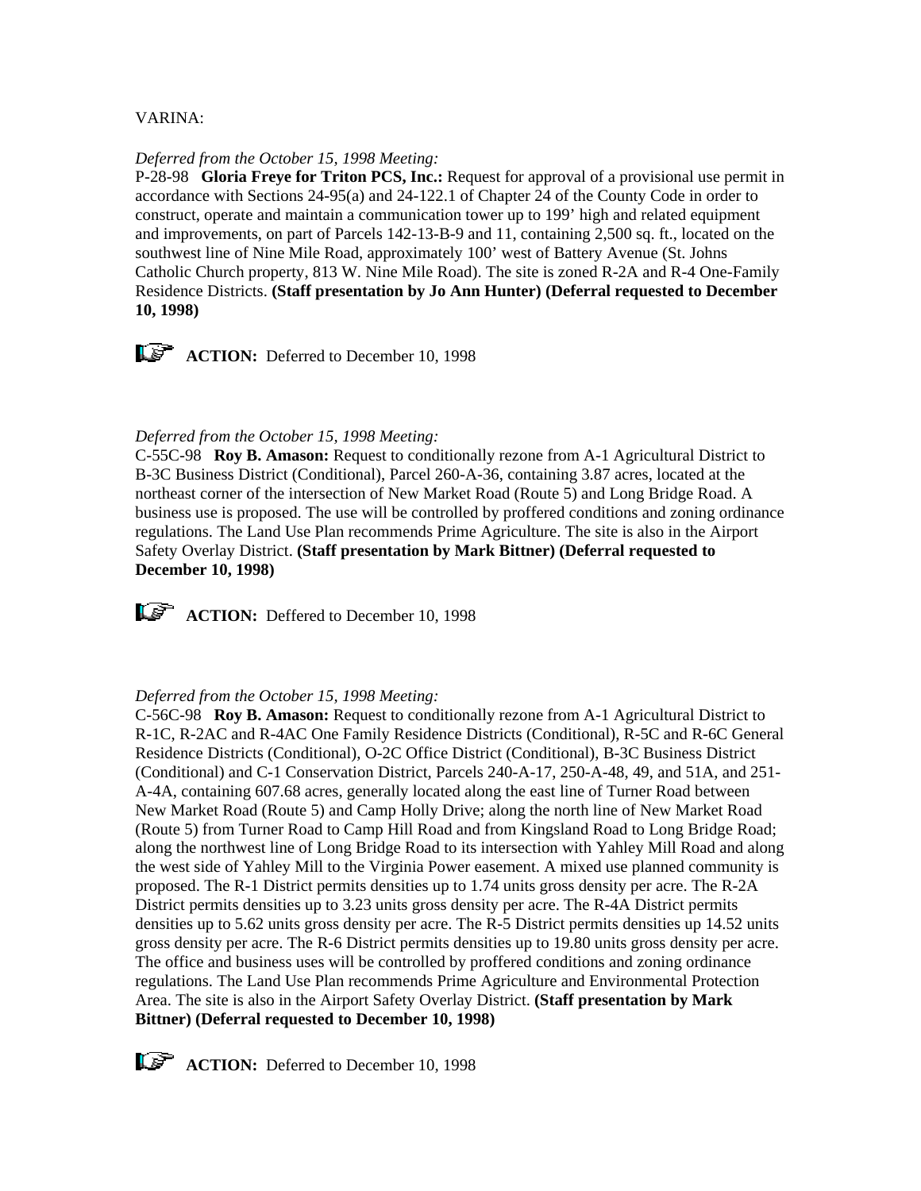VARINA:

*Deferred from the October 15, 1998 Meeting:*
P-28-98 **Gloria Freye for Triton PCS, Inc.:** Request for approval of a provisional use permit in accordance with Sections 24-95(a) and 24-122.1 of Chapter 24 of the County Code in order to construct, operate and maintain a communication tower up to 199' high and related equipment and improvements, on part of Parcels 142-13-B-9 and 11, containing 2,500 sq. ft., located on the southwest line of Nine Mile Road, approximately 100' west of Battery Avenue (St. Johns Catholic Church property, 813 W. Nine Mile Road). The site is zoned R-2A and R-4 One-Family Residence Districts. **(Staff presentation by Jo Ann Hunter) (Deferral requested to December 10, 1998)**

**ACTION:** Deferred to December 10, 1998

*Deferred from the October 15, 1998 Meeting:*
C-55C-98 **Roy B. Amason:** Request to conditionally rezone from A-1 Agricultural District to B-3C Business District (Conditional), Parcel 260-A-36, containing 3.87 acres, located at the northeast corner of the intersection of New Market Road (Route 5) and Long Bridge Road. A business use is proposed. The use will be controlled by proffered conditions and zoning ordinance regulations. The Land Use Plan recommends Prime Agriculture. The site is also in the Airport Safety Overlay District. **(Staff presentation by Mark Bittner) (Deferral requested to December 10, 1998)**

**ACTION:** Deffered to December 10, 1998

*Deferred from the October 15, 1998 Meeting:*
C-56C-98 **Roy B. Amason:** Request to conditionally rezone from A-1 Agricultural District to R-1C, R-2AC and R-4AC One Family Residence Districts (Conditional), R-5C and R-6C General Residence Districts (Conditional), O-2C Office District (Conditional), B-3C Business District (Conditional) and C-1 Conservation District, Parcels 240-A-17, 250-A-48, 49, and 51A, and 251-A-4A, containing 607.68 acres, generally located along the east line of Turner Road between New Market Road (Route 5) and Camp Holly Drive; along the north line of New Market Road (Route 5) from Turner Road to Camp Hill Road and from Kingsland Road to Long Bridge Road; along the northwest line of Long Bridge Road to its intersection with Yahley Mill Road and along the west side of Yahley Mill to the Virginia Power easement. A mixed use planned community is proposed. The R-1 District permits densities up to 1.74 units gross density per acre. The R-2A District permits densities up to 3.23 units gross density per acre. The R-4A District permits densities up to 5.62 units gross density per acre. The R-5 District permits densities up 14.52 units gross density per acre. The R-6 District permits densities up to 19.80 units gross density per acre. The office and business uses will be controlled by proffered conditions and zoning ordinance regulations. The Land Use Plan recommends Prime Agriculture and Environmental Protection Area. The site is also in the Airport Safety Overlay District. **(Staff presentation by Mark Bittner) (Deferral requested to December 10, 1998)**

**ACTION:** Deferred to December 10, 1998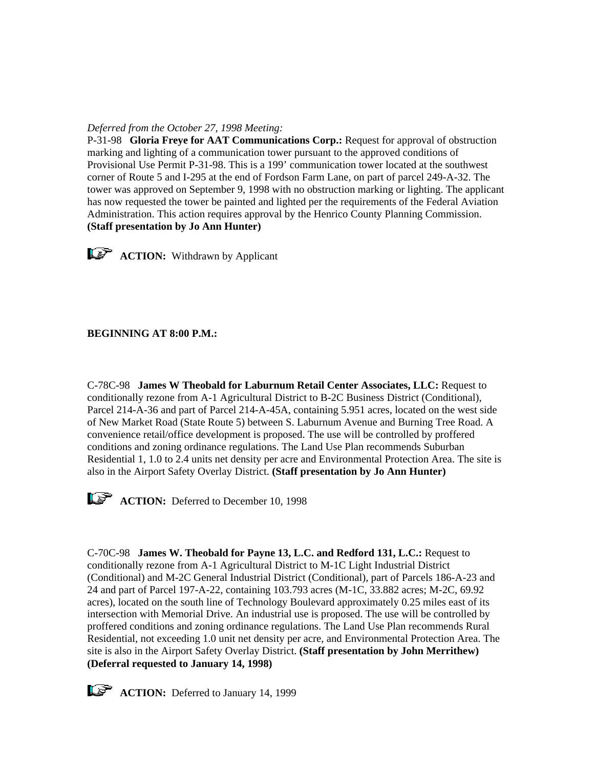*Deferred from the October 27, 1998 Meeting:*

P-31-98 **Gloria Freye for AAT Communications Corp.:** Request for approval of obstruction marking and lighting of a communication tower pursuant to the approved conditions of Provisional Use Permit P-31-98. This is a 199' communication tower located at the southwest corner of Route 5 and I-295 at the end of Fordson Farm Lane, on part of parcel 249-A-32. The tower was approved on September 9, 1998 with no obstruction marking or lighting. The applicant has now requested the tower be painted and lighted per the requirements of the Federal Aviation Administration. This action requires approval by the Henrico County Planning Commission. **(Staff presentation by Jo Ann Hunter)**

**ACTION:** Withdrawn by Applicant

**BEGINNING AT 8:00 P.M.:**

C-78C-98 **James W Theobald for Laburnum Retail Center Associates, LLC:** Request to conditionally rezone from A-1 Agricultural District to B-2C Business District (Conditional), Parcel 214-A-36 and part of Parcel 214-A-45A, containing 5.951 acres, located on the west side of New Market Road (State Route 5) between S. Laburnum Avenue and Burning Tree Road. A convenience retail/office development is proposed. The use will be controlled by proffered conditions and zoning ordinance regulations. The Land Use Plan recommends Suburban Residential 1, 1.0 to 2.4 units net density per acre and Environmental Protection Area. The site is also in the Airport Safety Overlay District. **(Staff presentation by Jo Ann Hunter)**

**ACTION:** Deferred to December 10, 1998

C-70C-98 **James W. Theobald for Payne 13, L.C. and Redford 131, L.C.:** Request to conditionally rezone from A-1 Agricultural District to M-1C Light Industrial District (Conditional) and M-2C General Industrial District (Conditional), part of Parcels 186-A-23 and 24 and part of Parcel 197-A-22, containing 103.793 acres (M-1C, 33.882 acres; M-2C, 69.92 acres), located on the south line of Technology Boulevard approximately 0.25 miles east of its intersection with Memorial Drive. An industrial use is proposed. The use will be controlled by proffered conditions and zoning ordinance regulations. The Land Use Plan recommends Rural Residential, not exceeding 1.0 unit net density per acre, and Environmental Protection Area. The site is also in the Airport Safety Overlay District. **(Staff presentation by John Merrithew) (Deferral requested to January 14, 1998)**

**ACTION:** Deferred to January 14, 1999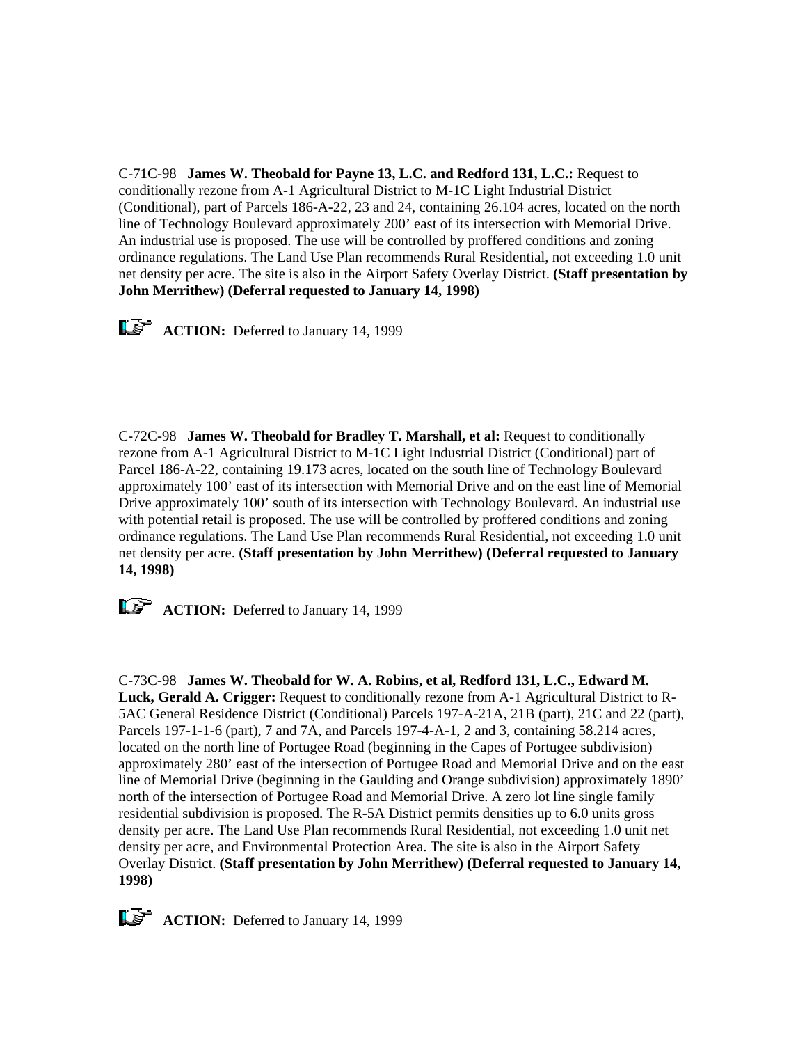C-71C-98 **James W. Theobald for Payne 13, L.C. and Redford 131, L.C.:** Request to conditionally rezone from A-1 Agricultural District to M-1C Light Industrial District (Conditional), part of Parcels 186-A-22, 23 and 24, containing 26.104 acres, located on the north line of Technology Boulevard approximately 200' east of its intersection with Memorial Drive. An industrial use is proposed. The use will be controlled by proffered conditions and zoning ordinance regulations. The Land Use Plan recommends Rural Residential, not exceeding 1.0 unit net density per acre. The site is also in the Airport Safety Overlay District. **(Staff presentation by John Merrithew) (Deferral requested to January 14, 1998)**

**ACTION:** Deferred to January 14, 1999

C-72C-98 **James W. Theobald for Bradley T. Marshall, et al:** Request to conditionally rezone from A-1 Agricultural District to M-1C Light Industrial District (Conditional) part of Parcel 186-A-22, containing 19.173 acres, located on the south line of Technology Boulevard approximately 100' east of its intersection with Memorial Drive and on the east line of Memorial Drive approximately 100' south of its intersection with Technology Boulevard. An industrial use with potential retail is proposed. The use will be controlled by proffered conditions and zoning ordinance regulations. The Land Use Plan recommends Rural Residential, not exceeding 1.0 unit net density per acre. **(Staff presentation by John Merrithew) (Deferral requested to January 14, 1998)**

**ACTION:** Deferred to January 14, 1999

C-73C-98 **James W. Theobald for W. A. Robins, et al, Redford 131, L.C., Edward M. Luck, Gerald A. Crigger:** Request to conditionally rezone from A-1 Agricultural District to R-5AC General Residence District (Conditional) Parcels 197-A-21A, 21B (part), 21C and 22 (part), Parcels 197-1-1-6 (part), 7 and 7A, and Parcels 197-4-A-1, 2 and 3, containing 58.214 acres, located on the north line of Portugee Road (beginning in the Capes of Portugee subdivision) approximately 280' east of the intersection of Portugee Road and Memorial Drive and on the east line of Memorial Drive (beginning in the Gaulding and Orange subdivision) approximately 1890' north of the intersection of Portugee Road and Memorial Drive. A zero lot line single family residential subdivision is proposed. The R-5A District permits densities up to 6.0 units gross density per acre. The Land Use Plan recommends Rural Residential, not exceeding 1.0 unit net density per acre, and Environmental Protection Area. The site is also in the Airport Safety Overlay District. **(Staff presentation by John Merrithew) (Deferral requested to January 14, 1998)**

**ACTION:** Deferred to January 14, 1999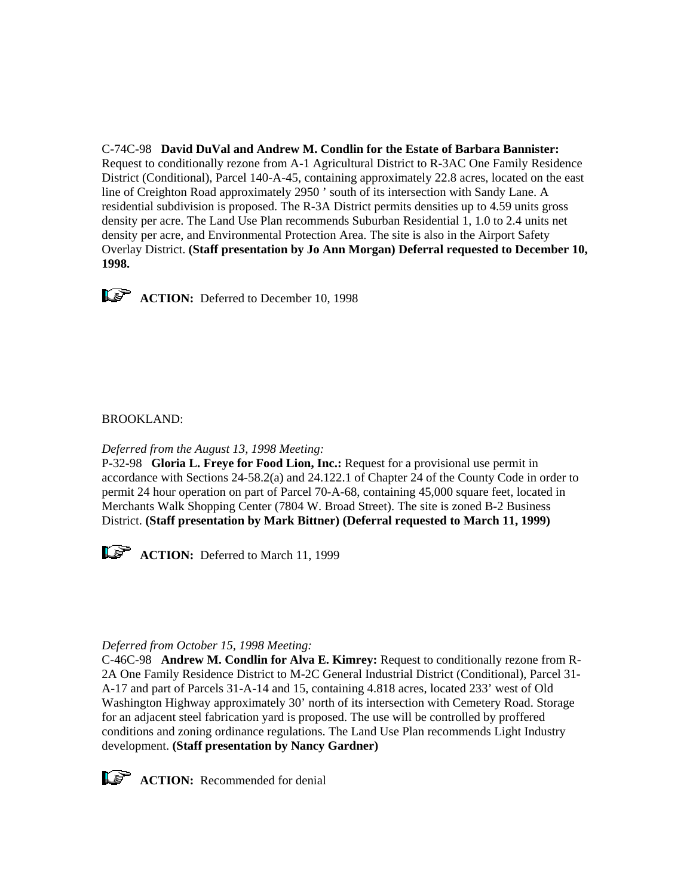C-74C-98 **David DuVal and Andrew M. Condlin for the Estate of Barbara Bannister:** Request to conditionally rezone from A-1 Agricultural District to R-3AC One Family Residence District (Conditional), Parcel 140-A-45, containing approximately 22.8 acres, located on the east line of Creighton Road approximately 2950 ' south of its intersection with Sandy Lane. A residential subdivision is proposed. The R-3A District permits densities up to 4.59 units gross density per acre. The Land Use Plan recommends Suburban Residential 1, 1.0 to 2.4 units net density per acre, and Environmental Protection Area. The site is also in the Airport Safety Overlay District. **(Staff presentation by Jo Ann Morgan) Deferral requested to December 10, 1998.**

☞ **ACTION:** Deferred to December 10, 1998

BROOKLAND:

*Deferred from the August 13, 1998 Meeting:*

P-32-98 **Gloria L. Freye for Food Lion, Inc.:** Request for a provisional use permit in accordance with Sections 24-58.2(a) and 24.122.1 of Chapter 24 of the County Code in order to permit 24 hour operation on part of Parcel 70-A-68, containing 45,000 square feet, located in Merchants Walk Shopping Center (7804 W. Broad Street). The site is zoned B-2 Business District. **(Staff presentation by Mark Bittner) (Deferral requested to March 11, 1999)**

☞ **ACTION:** Deferred to March 11, 1999

*Deferred from October 15, 1998 Meeting:*

C-46C-98 **Andrew M. Condlin for Alva E. Kimrey:** Request to conditionally rezone from R-2A One Family Residence District to M-2C General Industrial District (Conditional), Parcel 31-A-17 and part of Parcels 31-A-14 and 15, containing 4.818 acres, located 233' west of Old Washington Highway approximately 30' north of its intersection with Cemetery Road. Storage for an adjacent steel fabrication yard is proposed. The use will be controlled by proffered conditions and zoning ordinance regulations. The Land Use Plan recommends Light Industry development. **(Staff presentation by Nancy Gardner)**

☞ **ACTION:** Recommended for denial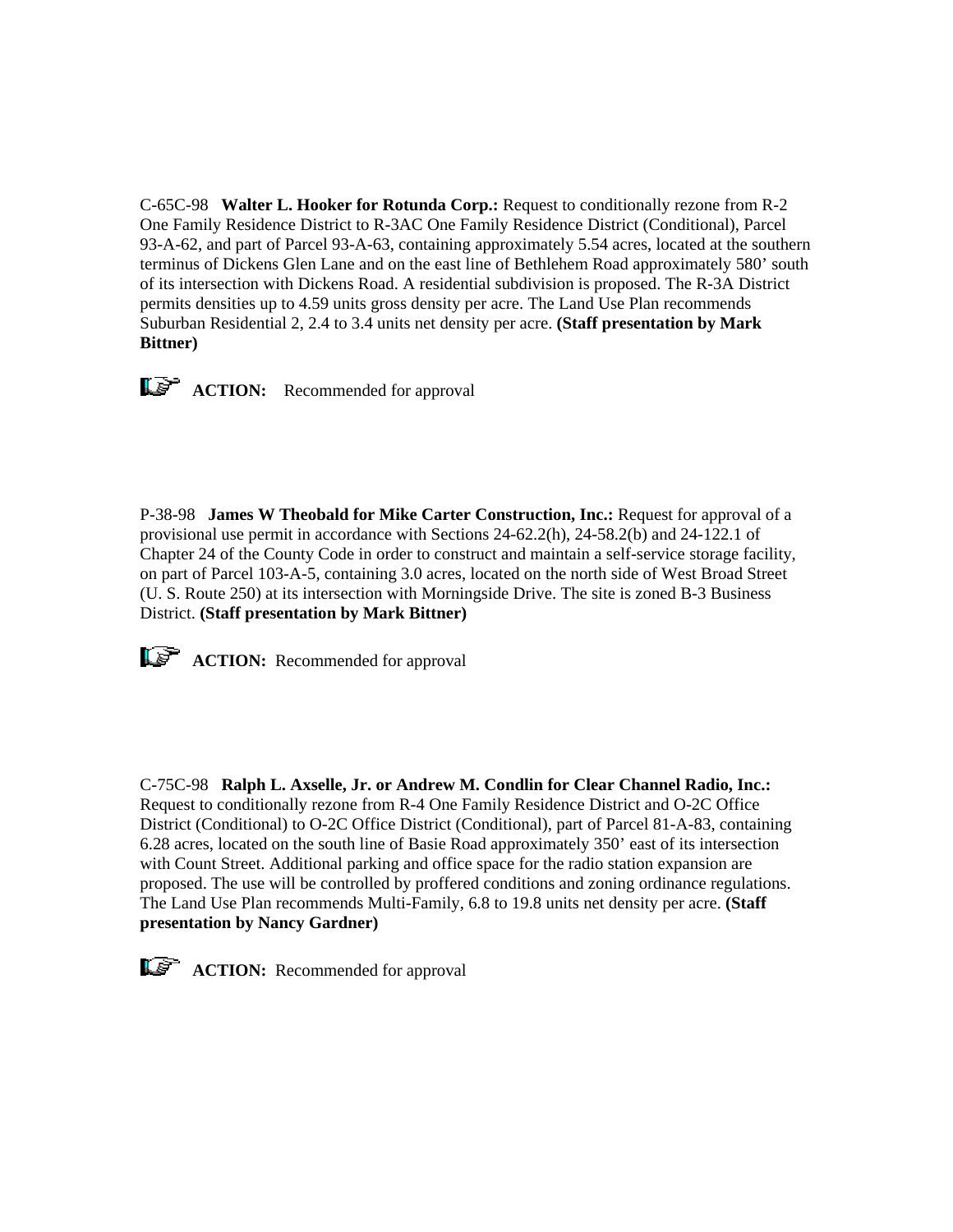C-65C-98 **Walter L. Hooker for Rotunda Corp.:** Request to conditionally rezone from R-2 One Family Residence District to R-3AC One Family Residence District (Conditional), Parcel 93-A-62, and part of Parcel 93-A-63, containing approximately 5.54 acres, located at the southern terminus of Dickens Glen Lane and on the east line of Bethlehem Road approximately 580' south of its intersection with Dickens Road. A residential subdivision is proposed. The R-3A District permits densities up to 4.59 units gross density per acre. The Land Use Plan recommends Suburban Residential 2, 2.4 to 3.4 units net density per acre. **(Staff presentation by Mark Bittner)**

**ACTION:** Recommended for approval

P-38-98 **James W Theobald for Mike Carter Construction, Inc.:** Request for approval of a provisional use permit in accordance with Sections 24-62.2(h), 24-58.2(b) and 24-122.1 of Chapter 24 of the County Code in order to construct and maintain a self-service storage facility, on part of Parcel 103-A-5, containing 3.0 acres, located on the north side of West Broad Street (U. S. Route 250) at its intersection with Morningside Drive. The site is zoned B-3 Business District. **(Staff presentation by Mark Bittner)**

**ACTION:** Recommended for approval

C-75C-98 **Ralph L. Axselle, Jr. or Andrew M. Condlin for Clear Channel Radio, Inc.:** Request to conditionally rezone from R-4 One Family Residence District and O-2C Office District (Conditional) to O-2C Office District (Conditional), part of Parcel 81-A-83, containing 6.28 acres, located on the south line of Basie Road approximately 350' east of its intersection with Count Street. Additional parking and office space for the radio station expansion are proposed. The use will be controlled by proffered conditions and zoning ordinance regulations. The Land Use Plan recommends Multi-Family, 6.8 to 19.8 units net density per acre. **(Staff presentation by Nancy Gardner)**

**ACTION:** Recommended for approval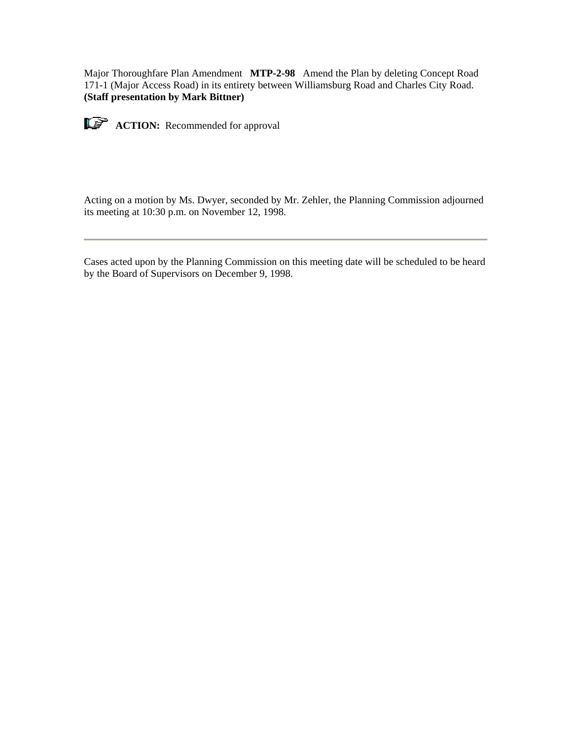Major Thoroughfare Plan Amendment **MTP-2-98** Amend the Plan by deleting Concept Road 171-1 (Major Access Road) in its entirety between Williamsburg Road and Charles City Road. **(Staff presentation by Mark Bittner)**

**ACTION:** Recommended for approval

Acting on a motion by Ms. Dwyer, seconded by Mr. Zehler, the Planning Commission adjourned its meeting at 10:30 p.m. on November 12, 1998.

---

Cases acted upon by the Planning Commission on this meeting date will be scheduled to be heard by the Board of Supervisors on December 9, 1998.